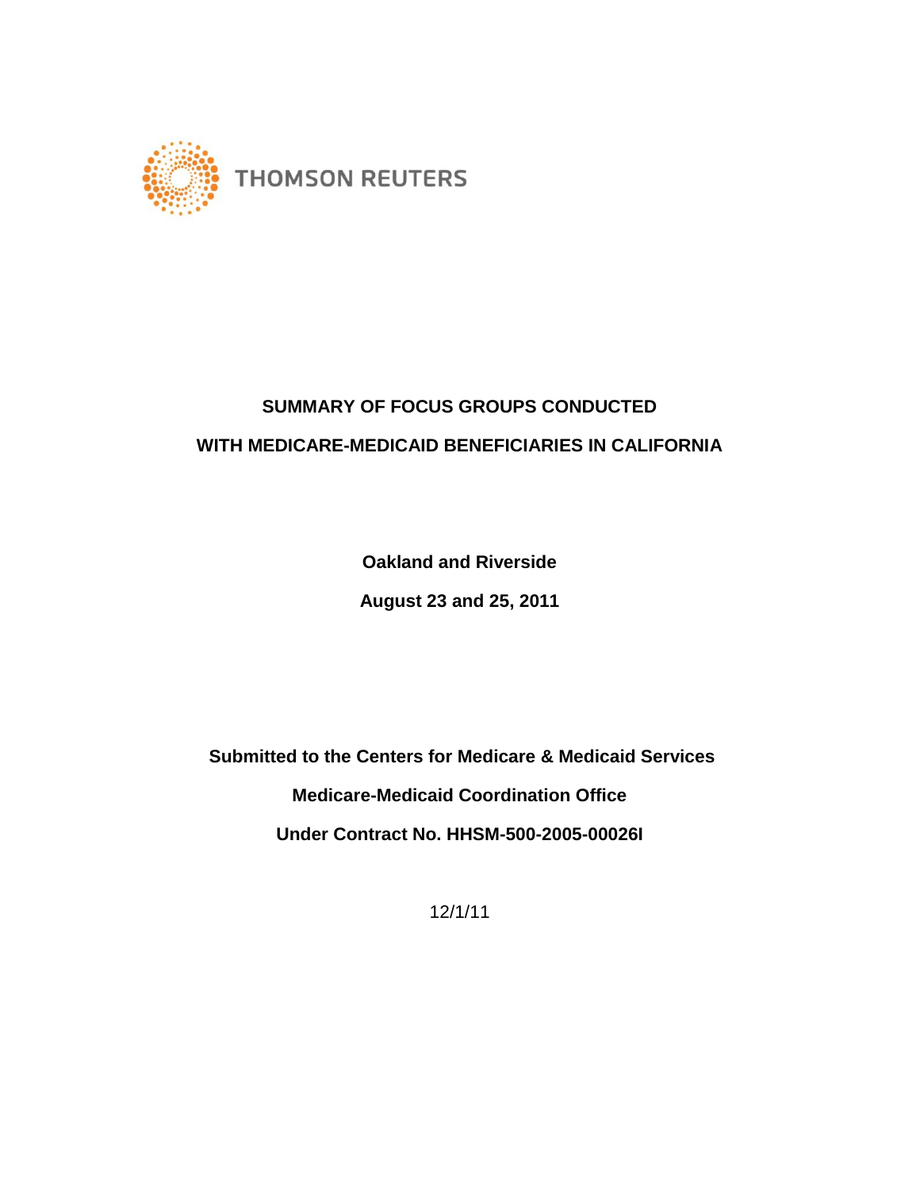THOMSON REUTERS

# SUMMARY OF FOCUS GROUPS CONDUCTED WITH MEDICARE-MEDICAID BENEFICIARIES IN CALIFORNIA

**Oakland and Riverside**

**August 23 and 25, 2011**

**Submitted to the Centers for Medicare & Medicaid Services**

**Medicare-Medicaid Coordination Office**

**Under Contract No. HHSM-500-2005-00026I**

12/1/11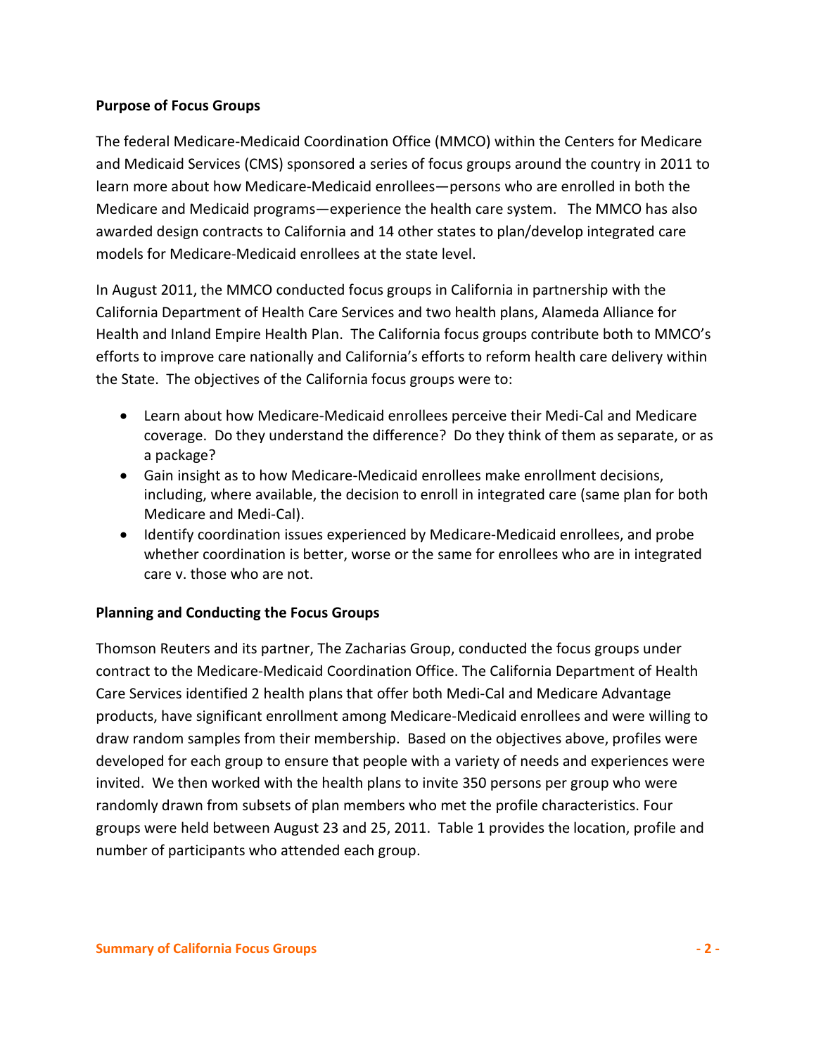**Purpose of Focus Groups**

The federal Medicare-Medicaid Coordination Office (MMCO) within the Centers for Medicare and Medicaid Services (CMS) sponsored a series of focus groups around the country in 2011 to learn more about how Medicare-Medicaid enrollees—persons who are enrolled in both the Medicare and Medicaid programs—experience the health care system. The MMCO has also awarded design contracts to California and 14 other states to plan/develop integrated care models for Medicare-Medicaid enrollees at the state level.

In August 2011, the MMCO conducted focus groups in California in partnership with the California Department of Health Care Services and two health plans, Alameda Alliance for Health and Inland Empire Health Plan. The California focus groups contribute both to MMCO's efforts to improve care nationally and California's efforts to reform health care delivery within the State. The objectives of the California focus groups were to:

- Learn about how Medicare-Medicaid enrollees perceive their Medi-Cal and Medicare coverage. Do they understand the difference? Do they think of them as separate, or as a package?
- Gain insight as to how Medicare-Medicaid enrollees make enrollment decisions, including, where available, the decision to enroll in integrated care (same plan for both Medicare and Medi-Cal).
- Identify coordination issues experienced by Medicare-Medicaid enrollees, and probe whether coordination is better, worse or the same for enrollees who are in integrated care v. those who are not.

**Planning and Conducting the Focus Groups**

Thomson Reuters and its partner, The Zacharias Group, conducted the focus groups under contract to the Medicare-Medicaid Coordination Office. The California Department of Health Care Services identified 2 health plans that offer both Medi-Cal and Medicare Advantage products, have significant enrollment among Medicare-Medicaid enrollees and were willing to draw random samples from their membership. Based on the objectives above, profiles were developed for each group to ensure that people with a variety of needs and experiences were invited. We then worked with the health plans to invite 350 persons per group who were randomly drawn from subsets of plan members who met the profile characteristics. Four groups were held between August 23 and 25, 2011. Table 1 provides the location, profile and number of participants who attended each group.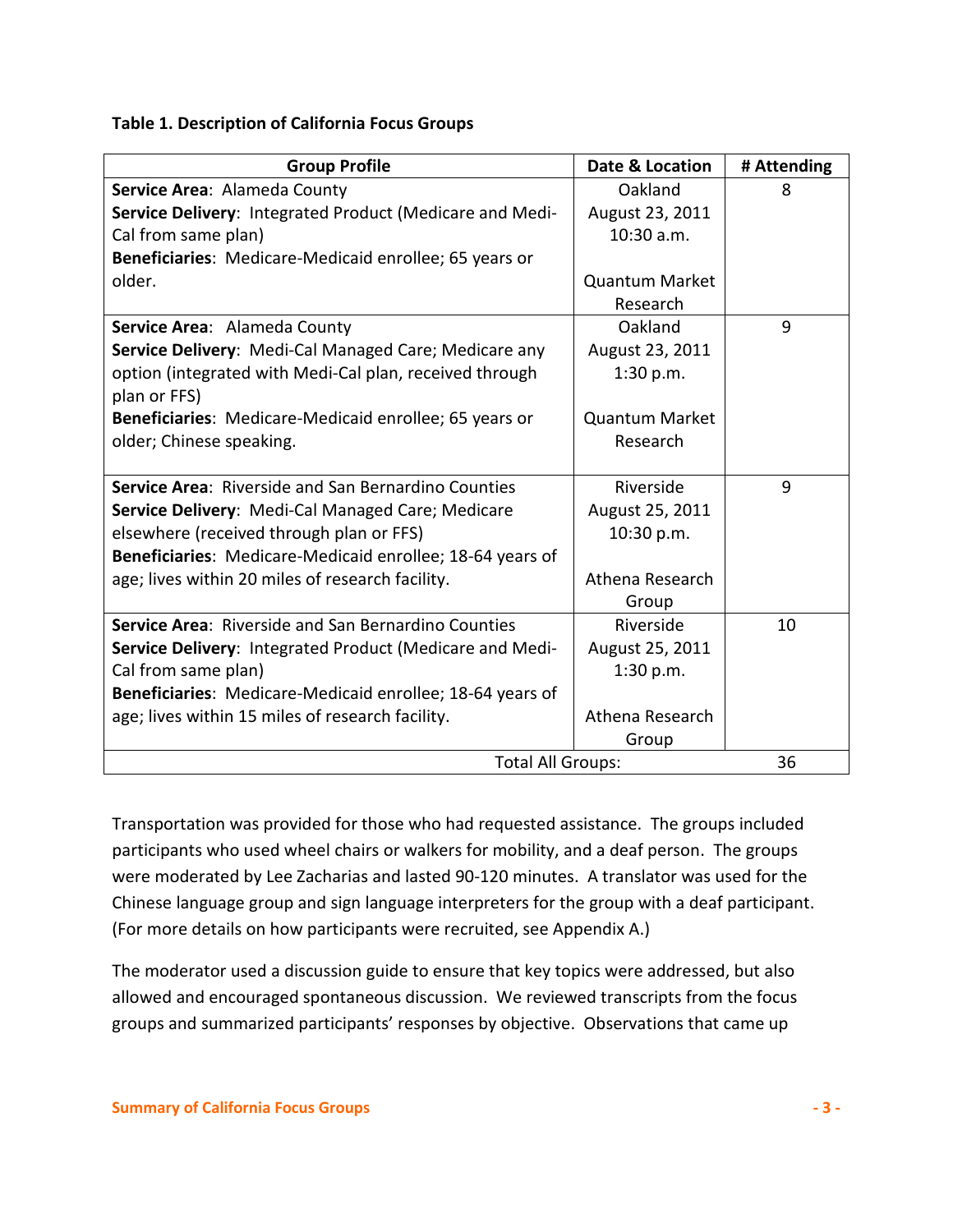**Table 1. Description of California Focus Groups**

| Group Profile | Date & Location | # Attending |
| --- | --- | --- |
| **Service Area**: Alameda County<br>**Service Delivery**: Integrated Product (Medicare and Medi-Cal from same plan)<br>**Beneficiaries**: Medicare-Medicaid enrollee; 65 years or older. | Oakland<br>August 23, 2011<br>10:30 a.m.<br><br>Quantum Market Research | 8 |
| **Service Area**: Alameda County<br>**Service Delivery**: Medi-Cal Managed Care; Medicare any option (integrated with Medi-Cal plan, received through plan or FFS)<br>**Beneficiaries**: Medicare-Medicaid enrollee; 65 years or older; Chinese speaking. | Oakland<br>August 23, 2011<br>1:30 p.m.<br><br>Quantum Market Research | 9 |
| **Service Area**: Riverside and San Bernardino Counties<br>**Service Delivery**: Medi-Cal Managed Care; Medicare elsewhere (received through plan or FFS)<br>**Beneficiaries**: Medicare-Medicaid enrollee; 18-64 years of age; lives within 20 miles of research facility. | Riverside<br>August 25, 2011<br>10:30 p.m.<br><br>Athena Research Group | 9 |
| **Service Area**: Riverside and San Bernardino Counties<br>**Service Delivery**: Integrated Product (Medicare and Medi-Cal from same plan)<br>**Beneficiaries**: Medicare-Medicaid enrollee; 18-64 years of age; lives within 15 miles of research facility. | Riverside<br>August 25, 2011<br>1:30 p.m.<br><br>Athena Research Group | 10 |
| Total All Groups: | | 36 |

Transportation was provided for those who had requested assistance. The groups included participants who used wheel chairs or walkers for mobility, and a deaf person. The groups were moderated by Lee Zacharias and lasted 90-120 minutes. A translator was used for the Chinese language group and sign language interpreters for the group with a deaf participant. (For more details on how participants were recruited, see Appendix A.)

The moderator used a discussion guide to ensure that key topics were addressed, but also allowed and encouraged spontaneous discussion. We reviewed transcripts from the focus groups and summarized participants' responses by objective. Observations that came up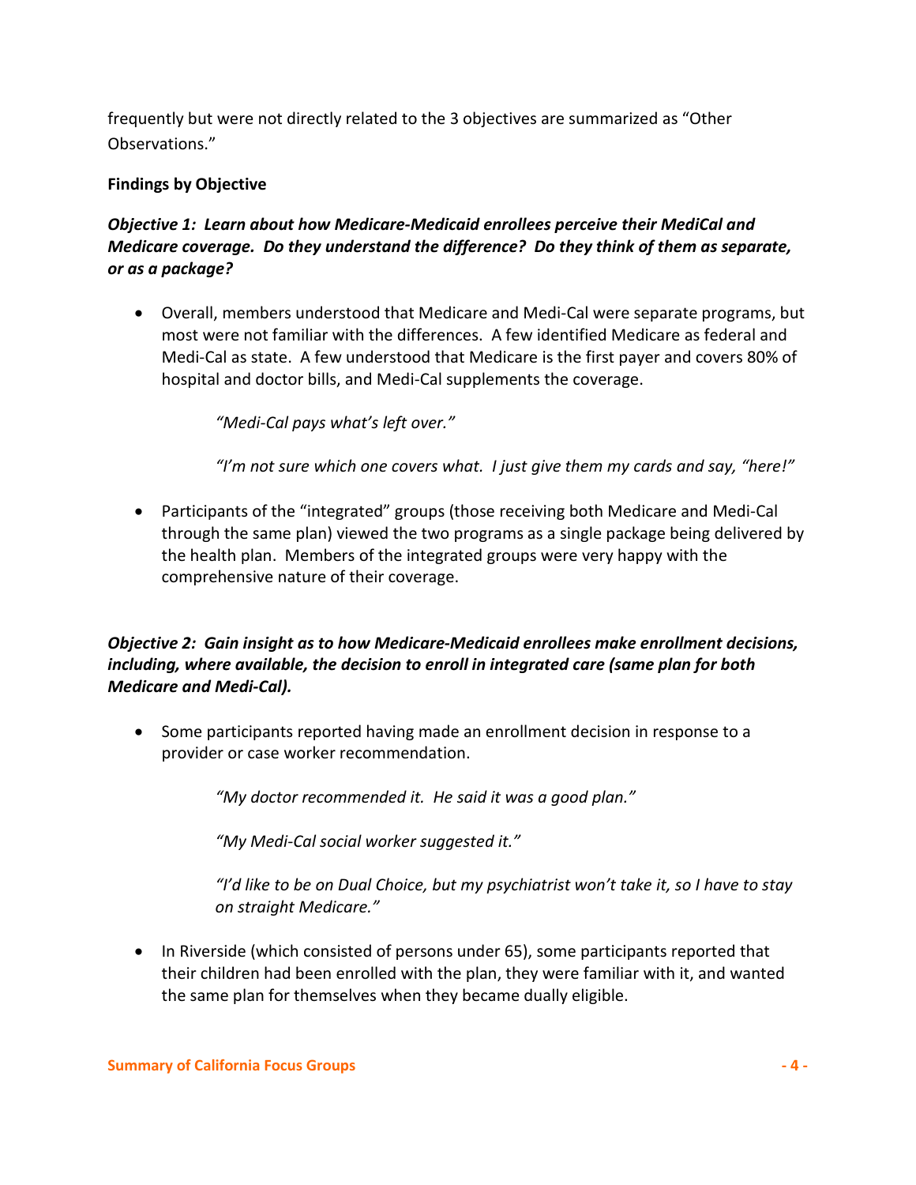frequently but were not directly related to the 3 objectives are summarized as "Other Observations."

**Findings by Objective**

***Objective 1: Learn about how Medicare-Medicaid enrollees perceive their MediCal and Medicare coverage. Do they understand the difference? Do they think of them as separate, or as a package?***

- Overall, members understood that Medicare and Medi-Cal were separate programs, but most were not familiar with the differences. A few identified Medicare as federal and Medi-Cal as state. A few understood that Medicare is the first payer and covers 80% of hospital and doctor bills, and Medi-Cal supplements the coverage.

  > *"Medi-Cal pays what's left over."*
  >
  > *"I'm not sure which one covers what. I just give them my cards and say, "here!"*

- Participants of the "integrated" groups (those receiving both Medicare and Medi-Cal through the same plan) viewed the two programs as a single package being delivered by the health plan. Members of the integrated groups were very happy with the comprehensive nature of their coverage.

***Objective 2: Gain insight as to how Medicare-Medicaid enrollees make enrollment decisions, including, where available, the decision to enroll in integrated care (same plan for both Medicare and Medi-Cal).***

- Some participants reported having made an enrollment decision in response to a provider or case worker recommendation.

  > *"My doctor recommended it. He said it was a good plan."*
  >
  > *"My Medi-Cal social worker suggested it."*
  >
  > *"I'd like to be on Dual Choice, but my psychiatrist won't take it, so I have to stay on straight Medicare."*

- In Riverside (which consisted of persons under 65), some participants reported that their children had been enrolled with the plan, they were familiar with it, and wanted the same plan for themselves when they became dually eligible.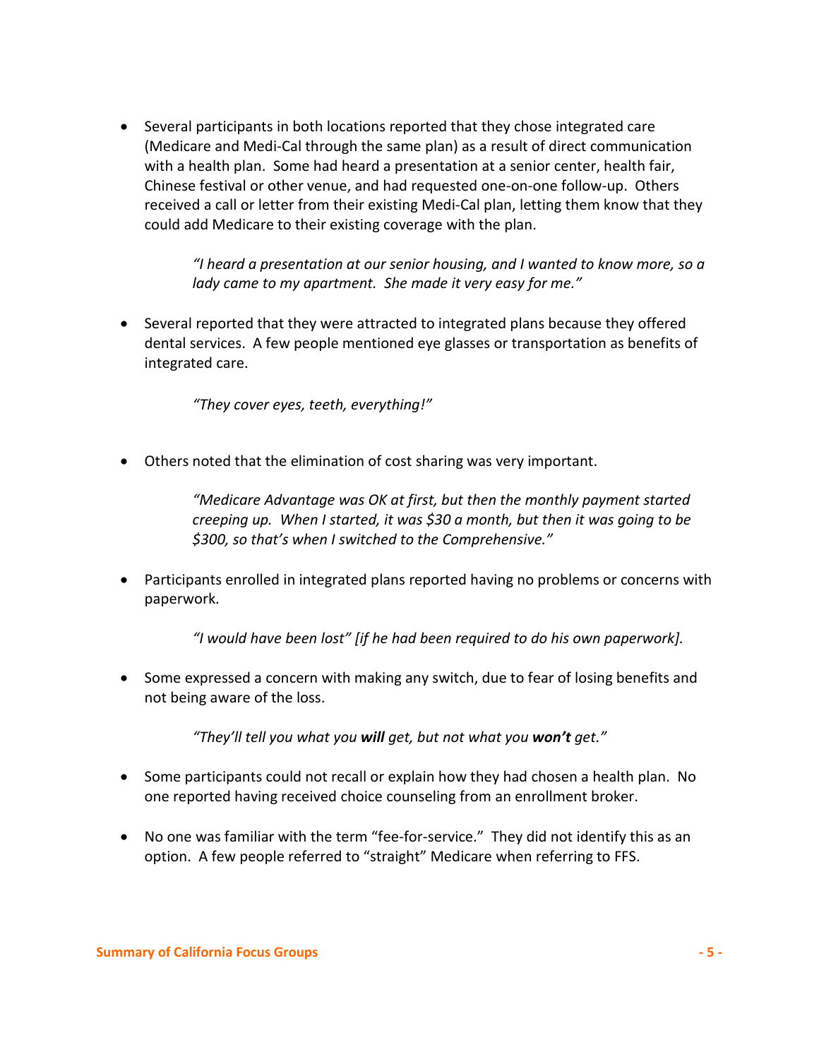- Several participants in both locations reported that they chose integrated care (Medicare and Medi-Cal through the same plan) as a result of direct communication with a health plan. Some had heard a presentation at a senior center, health fair, Chinese festival or other venue, and had requested one-on-one follow-up. Others received a call or letter from their existing Medi-Cal plan, letting them know that they could add Medicare to their existing coverage with the plan.

  > *"I heard a presentation at our senior housing, and I wanted to know more, so a lady came to my apartment. She made it very easy for me."*

- Several reported that they were attracted to integrated plans because they offered dental services. A few people mentioned eye glasses or transportation as benefits of integrated care.

  > *"They cover eyes, teeth, everything!"*

- Others noted that the elimination of cost sharing was very important.

  > *"Medicare Advantage was OK at first, but then the monthly payment started creeping up. When I started, it was $30 a month, but then it was going to be $300, so that's when I switched to the Comprehensive."*

- Participants enrolled in integrated plans reported having no problems or concerns with paperwork.

  > *"I would have been lost" [if he had been required to do his own paperwork].*

- Some expressed a concern with making any switch, due to fear of losing benefits and not being aware of the loss.

  > *"They'll tell you what you **will** get, but not what you **won't** get."*

- Some participants could not recall or explain how they had chosen a health plan. No one reported having received choice counseling from an enrollment broker.

- No one was familiar with the term "fee-for-service." They did not identify this as an option. A few people referred to "straight" Medicare when referring to FFS.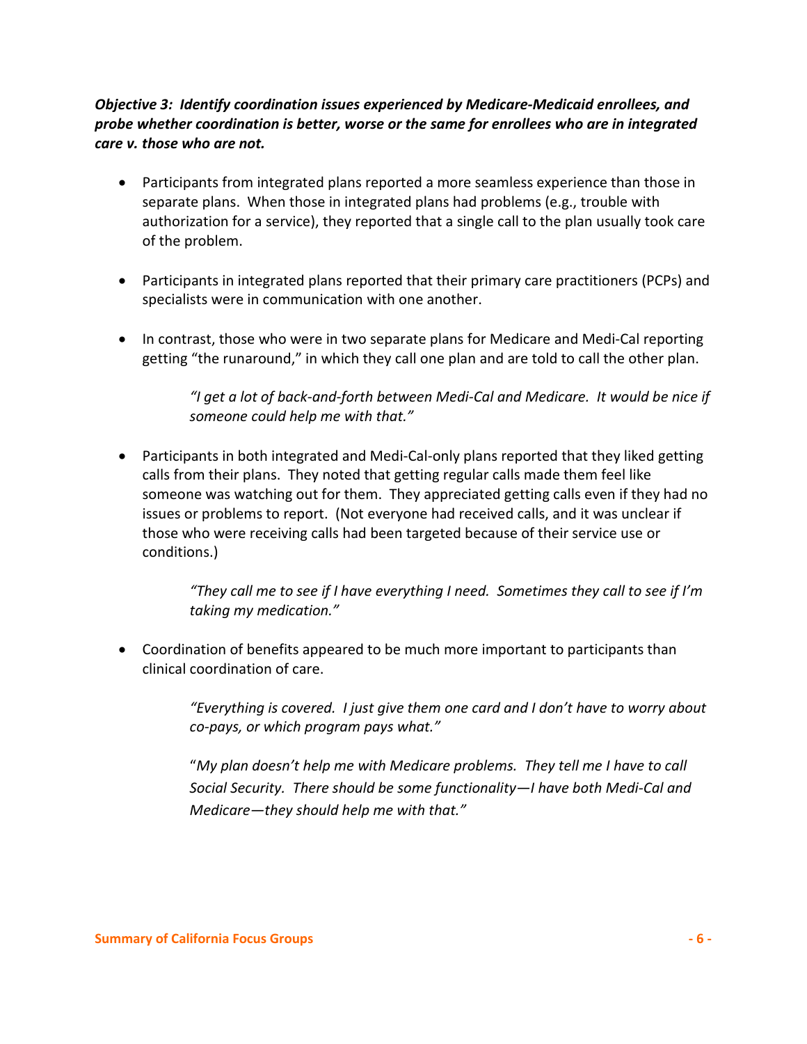***Objective 3: Identify coordination issues experienced by Medicare-Medicaid enrollees, and probe whether coordination is better, worse or the same for enrollees who are in integrated care v. those who are not.***

- Participants from integrated plans reported a more seamless experience than those in separate plans. When those in integrated plans had problems (e.g., trouble with authorization for a service), they reported that a single call to the plan usually took care of the problem.

- Participants in integrated plans reported that their primary care practitioners (PCPs) and specialists were in communication with one another.

- In contrast, those who were in two separate plans for Medicare and Medi-Cal reporting getting "the runaround," in which they call one plan and are told to call the other plan.

  > *"I get a lot of back-and-forth between Medi-Cal and Medicare. It would be nice if someone could help me with that."*

- Participants in both integrated and Medi-Cal-only plans reported that they liked getting calls from their plans. They noted that getting regular calls made them feel like someone was watching out for them. They appreciated getting calls even if they had no issues or problems to report. (Not everyone had received calls, and it was unclear if those who were receiving calls had been targeted because of their service use or conditions.)

  > *"They call me to see if I have everything I need. Sometimes they call to see if I'm taking my medication."*

- Coordination of benefits appeared to be much more important to participants than clinical coordination of care.

  > *"Everything is covered. I just give them one card and I don't have to worry about co-pays, or which program pays what."*
  >
  > "*My plan doesn't help me with Medicare problems. They tell me I have to call Social Security. There should be some functionality—I have both Medi-Cal and Medicare—they should help me with that."*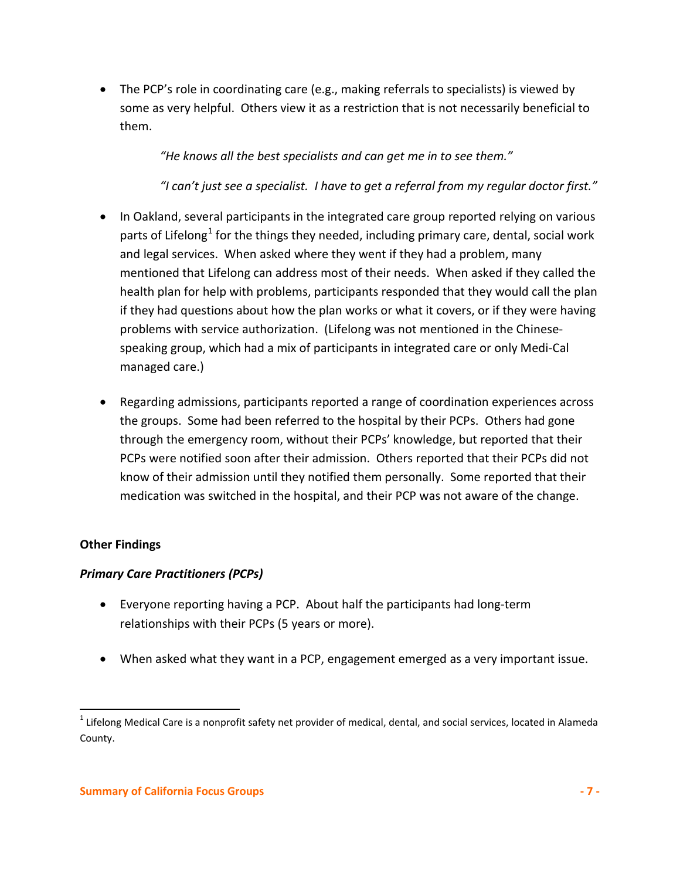- The PCP's role in coordinating care (e.g., making referrals to specialists) is viewed by some as very helpful. Others view it as a restriction that is not necessarily beneficial to them.

  *"He knows all the best specialists and can get me in to see them."*

  *"I can't just see a specialist. I have to get a referral from my regular doctor first."*

- In Oakland, several participants in the integrated care group reported relying on various parts of Lifelong[1] for the things they needed, including primary care, dental, social work and legal services. When asked where they went if they had a problem, many mentioned that Lifelong can address most of their needs. When asked if they called the health plan for help with problems, participants responded that they would call the plan if they had questions about how the plan works or what it covers, or if they were having problems with service authorization. (Lifelong was not mentioned in the Chinese-speaking group, which had a mix of participants in integrated care or only Medi-Cal managed care.)

- Regarding admissions, participants reported a range of coordination experiences across the groups. Some had been referred to the hospital by their PCPs. Others had gone through the emergency room, without their PCPs' knowledge, but reported that their PCPs were notified soon after their admission. Others reported that their PCPs did not know of their admission until they notified them personally. Some reported that their medication was switched in the hospital, and their PCP was not aware of the change.

**Other Findings**

***Primary Care Practitioners (PCPs)***

- Everyone reporting having a PCP. About half the participants had long-term relationships with their PCPs (5 years or more).

- When asked what they want in a PCP, engagement emerged as a very important issue.

[1] Lifelong Medical Care is a nonprofit safety net provider of medical, dental, and social services, located in Alameda County.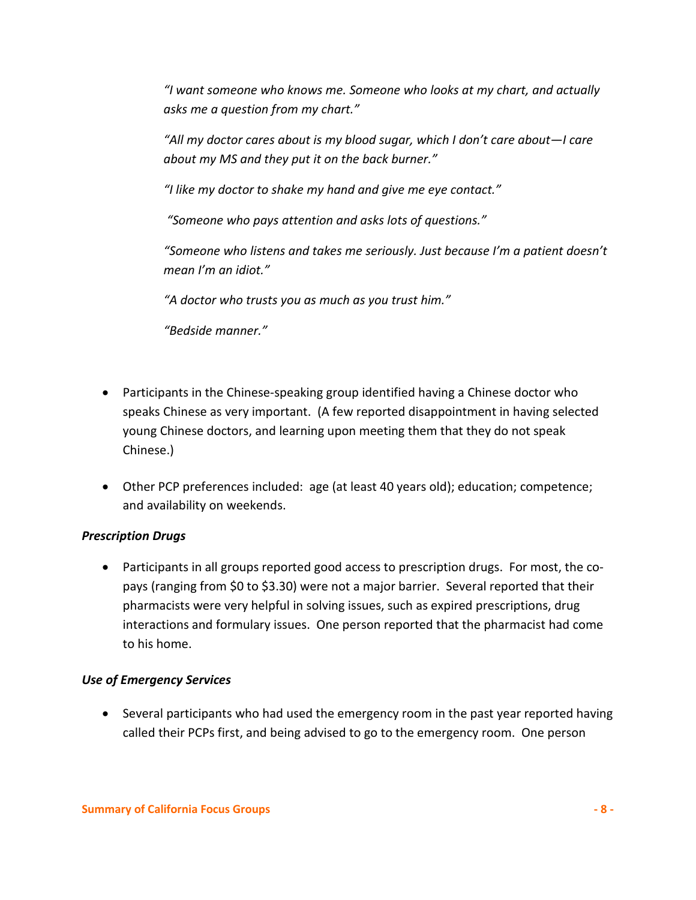*"I want someone who knows me. Someone who looks at my chart, and actually asks me a question from my chart."*

*"All my doctor cares about is my blood sugar, which I don't care about—I care about my MS and they put it on the back burner."*

*"I like my doctor to shake my hand and give me eye contact."*

*"Someone who pays attention and asks lots of questions."*

*"Someone who listens and takes me seriously. Just because I'm a patient doesn't mean I'm an idiot."*

*"A doctor who trusts you as much as you trust him."*

*"Bedside manner."*

- Participants in the Chinese-speaking group identified having a Chinese doctor who speaks Chinese as very important. (A few reported disappointment in having selected young Chinese doctors, and learning upon meeting them that they do not speak Chinese.)

- Other PCP preferences included: age (at least 40 years old); education; competence; and availability on weekends.

***Prescription Drugs***

- Participants in all groups reported good access to prescription drugs. For most, the co-pays (ranging from $0 to $3.30) were not a major barrier. Several reported that their pharmacists were very helpful in solving issues, such as expired prescriptions, drug interactions and formulary issues. One person reported that the pharmacist had come to his home.

***Use of Emergency Services***

- Several participants who had used the emergency room in the past year reported having called their PCPs first, and being advised to go to the emergency room. One person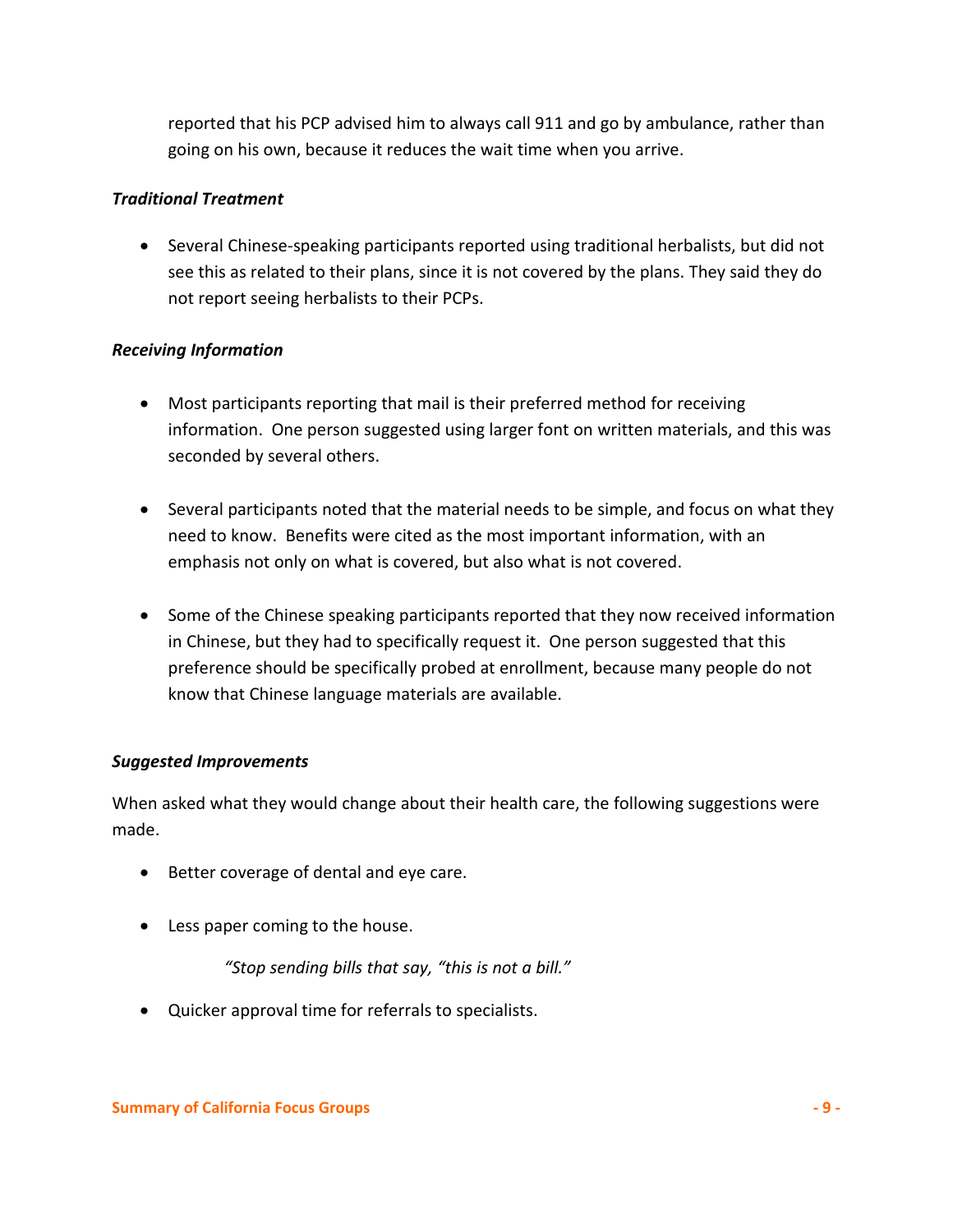reported that his PCP advised him to always call 911 and go by ambulance, rather than going on his own, because it reduces the wait time when you arrive.

***Traditional Treatment***

- Several Chinese-speaking participants reported using traditional herbalists, but did not see this as related to their plans, since it is not covered by the plans. They said they do not report seeing herbalists to their PCPs.

***Receiving Information***

- Most participants reporting that mail is their preferred method for receiving information. One person suggested using larger font on written materials, and this was seconded by several others.

- Several participants noted that the material needs to be simple, and focus on what they need to know. Benefits were cited as the most important information, with an emphasis not only on what is covered, but also what is not covered.

- Some of the Chinese speaking participants reported that they now received information in Chinese, but they had to specifically request it. One person suggested that this preference should be specifically probed at enrollment, because many people do not know that Chinese language materials are available.

***Suggested Improvements***

When asked what they would change about their health care, the following suggestions were made.

- Better coverage of dental and eye care.

- Less paper coming to the house.

  *"Stop sending bills that say, "this is not a bill."*

- Quicker approval time for referrals to specialists.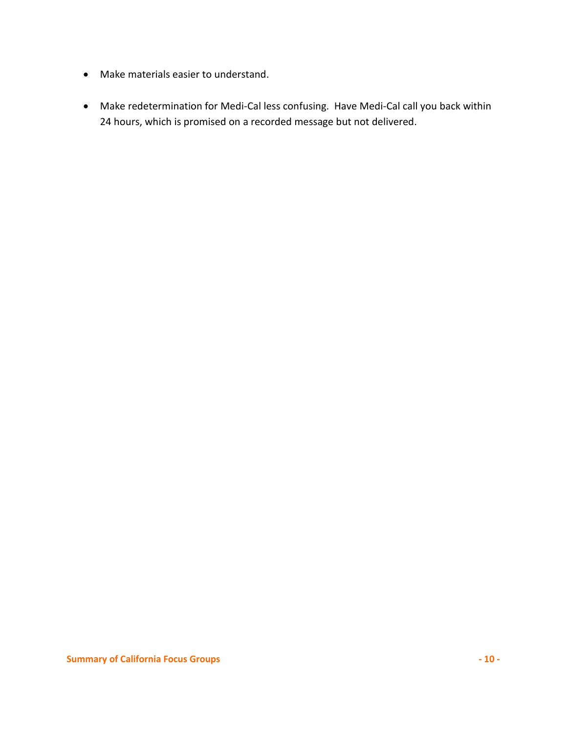- Make materials easier to understand.
- Make redetermination for Medi-Cal less confusing. Have Medi-Cal call you back within 24 hours, which is promised on a recorded message but not delivered.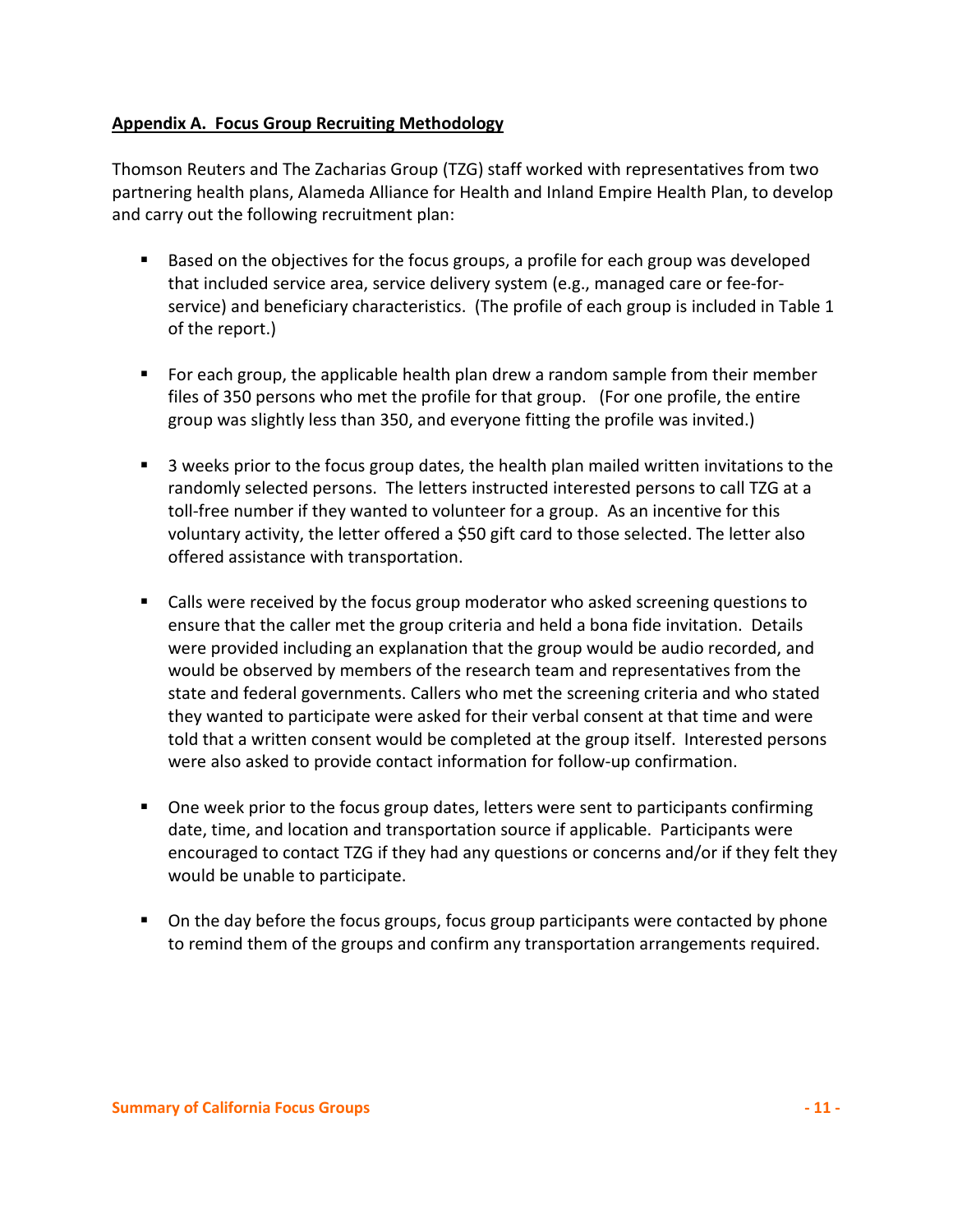**Appendix A. Focus Group Recruiting Methodology**

Thomson Reuters and The Zacharias Group (TZG) staff worked with representatives from two partnering health plans, Alameda Alliance for Health and Inland Empire Health Plan, to develop and carry out the following recruitment plan:

- Based on the objectives for the focus groups, a profile for each group was developed that included service area, service delivery system (e.g., managed care or fee-for-service) and beneficiary characteristics. (The profile of each group is included in Table 1 of the report.)

- For each group, the applicable health plan drew a random sample from their member files of 350 persons who met the profile for that group. (For one profile, the entire group was slightly less than 350, and everyone fitting the profile was invited.)

- 3 weeks prior to the focus group dates, the health plan mailed written invitations to the randomly selected persons. The letters instructed interested persons to call TZG at a toll-free number if they wanted to volunteer for a group. As an incentive for this voluntary activity, the letter offered a $50 gift card to those selected. The letter also offered assistance with transportation.

- Calls were received by the focus group moderator who asked screening questions to ensure that the caller met the group criteria and held a bona fide invitation. Details were provided including an explanation that the group would be audio recorded, and would be observed by members of the research team and representatives from the state and federal governments. Callers who met the screening criteria and who stated they wanted to participate were asked for their verbal consent at that time and were told that a written consent would be completed at the group itself. Interested persons were also asked to provide contact information for follow-up confirmation.

- One week prior to the focus group dates, letters were sent to participants confirming date, time, and location and transportation source if applicable. Participants were encouraged to contact TZG if they had any questions or concerns and/or if they felt they would be unable to participate.

- On the day before the focus groups, focus group participants were contacted by phone to remind them of the groups and confirm any transportation arrangements required.